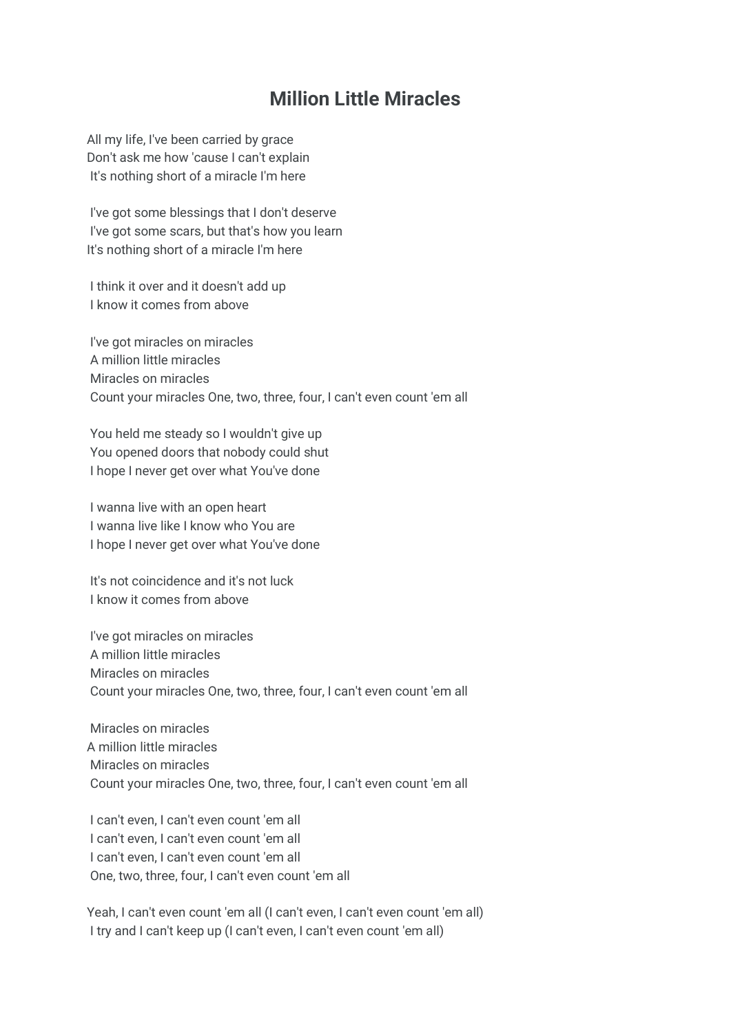# Million Little Miracles

All my life, I've been carried by grace
Don't ask me how 'cause I can't explain
It's nothing short of a miracle I'm here

I've got some blessings that I don't deserve
I've got some scars, but that's how you learn
It's nothing short of a miracle I'm here

I think it over and it doesn't add up
I know it comes from above

I've got miracles on miracles
A million little miracles
Miracles on miracles
Count your miracles One, two, three, four, I can't even count 'em all

You held me steady so I wouldn't give up
You opened doors that nobody could shut
I hope I never get over what You've done

I wanna live with an open heart
I wanna live like I know who You are
I hope I never get over what You've done

It's not coincidence and it's not luck
I know it comes from above

I've got miracles on miracles
A million little miracles
Miracles on miracles
Count your miracles One, two, three, four, I can't even count 'em all

Miracles on miracles
A million little miracles
Miracles on miracles
Count your miracles One, two, three, four, I can't even count 'em all

I can't even, I can't even count 'em all
I can't even, I can't even count 'em all
I can't even, I can't even count 'em all
One, two, three, four, I can't even count 'em all

Yeah, I can't even count 'em all (I can't even, I can't even count 'em all)
I try and I can't keep up (I can't even, I can't even count 'em all)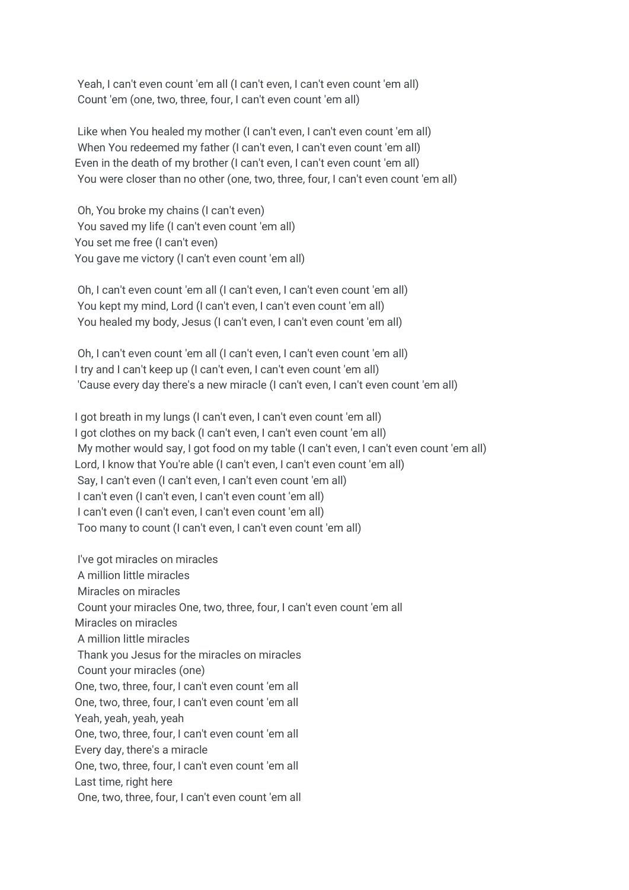Yeah, I can't even count 'em all (I can't even, I can't even count 'em all)
Count 'em (one, two, three, four, I can't even count 'em all)

Like when You healed my mother (I can't even, I can't even count 'em all)
When You redeemed my father (I can't even, I can't even count 'em all)
Even in the death of my brother (I can't even, I can't even count 'em all)
You were closer than no other (one, two, three, four, I can't even count 'em all)

Oh, You broke my chains (I can't even)
You saved my life (I can't even count 'em all)
You set me free (I can't even)
You gave me victory (I can't even count 'em all)

Oh, I can't even count 'em all (I can't even, I can't even count 'em all)
You kept my mind, Lord (I can't even, I can't even count 'em all)
You healed my body, Jesus (I can't even, I can't even count 'em all)

Oh, I can't even count 'em all (I can't even, I can't even count 'em all)
I try and I can't keep up (I can't even, I can't even count 'em all)
'Cause every day there's a new miracle (I can't even, I can't even count 'em all)

I got breath in my lungs (I can't even, I can't even count 'em all)
I got clothes on my back (I can't even, I can't even count 'em all)
My mother would say, I got food on my table (I can't even, I can't even count 'em all)
Lord, I know that You're able (I can't even, I can't even count 'em all)
Say, I can't even (I can't even, I can't even count 'em all)
I can't even (I can't even, I can't even count 'em all)
I can't even (I can't even, I can't even count 'em all)
Too many to count (I can't even, I can't even count 'em all)

I've got miracles on miracles
A million little miracles
Miracles on miracles
Count your miracles One, two, three, four, I can't even count 'em all
Miracles on miracles
A million little miracles
Thank you Jesus for the miracles on miracles
Count your miracles (one)
One, two, three, four, I can't even count 'em all
One, two, three, four, I can't even count 'em all
Yeah, yeah, yeah, yeah
One, two, three, four, I can't even count 'em all
Every day, there's a miracle
One, two, three, four, I can't even count 'em all
Last time, right here
One, two, three, four, I can't even count 'em all